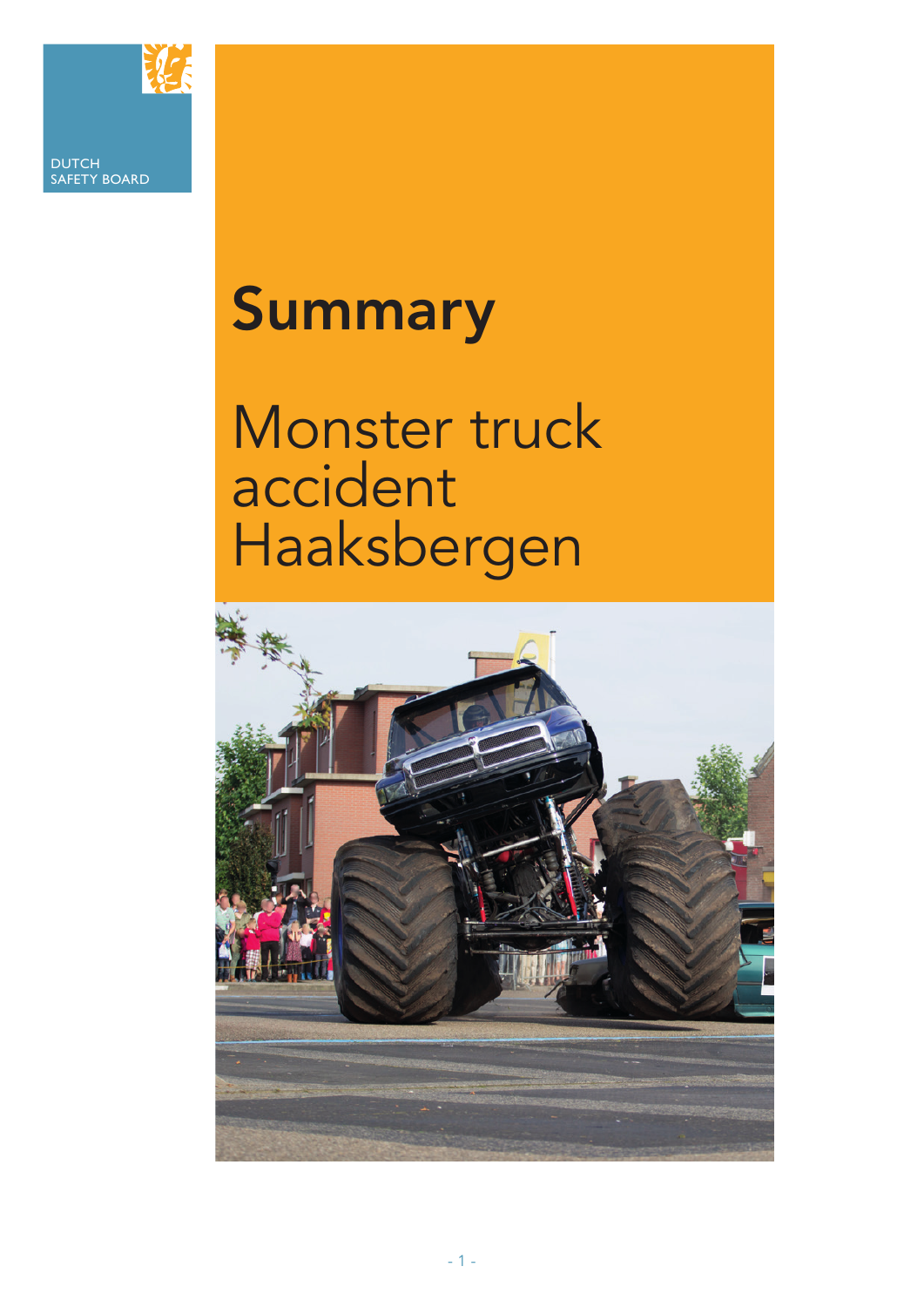DUTCH SAFETY BOARD

# Summary

# Monster truck accident Haaksbergen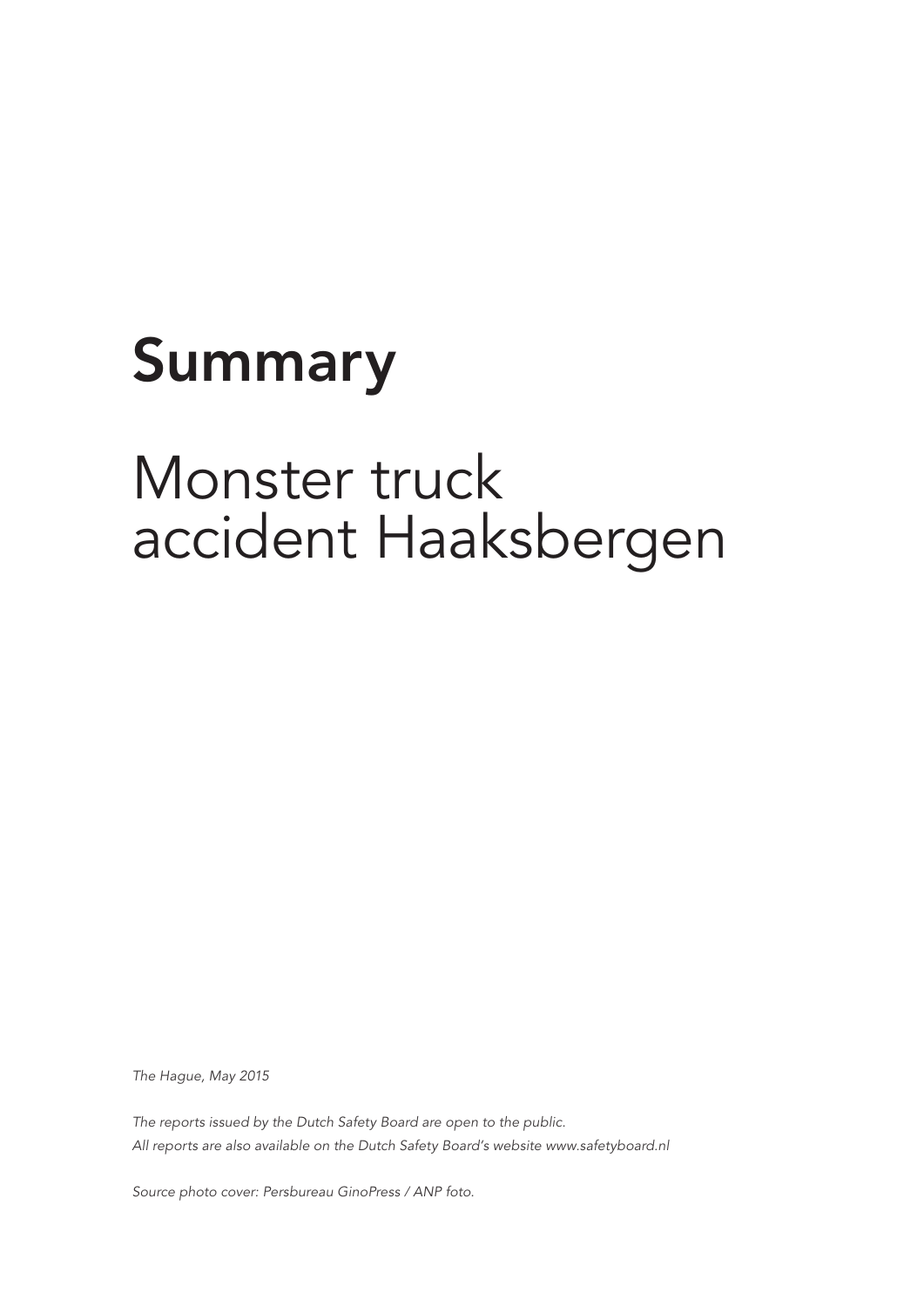# Summary

## Monster truck accident Haaksbergen

*The Hague, May 2015*

*The reports issued by the Dutch Safety Board are open to the public.*
*All reports are also available on the Dutch Safety Board's website www.safetyboard.nl*

*Source photo cover: Persbureau GinoPress / ANP foto.*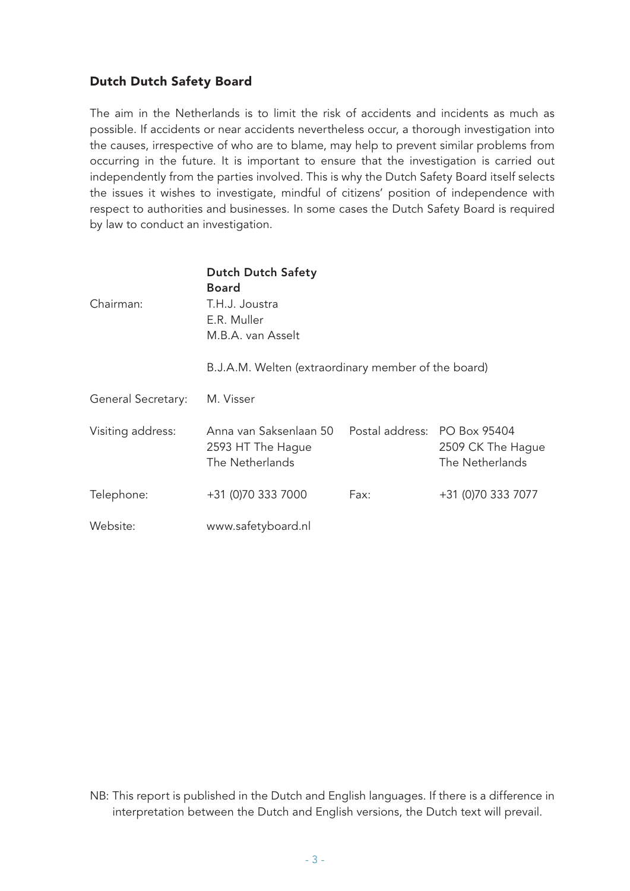### Dutch Dutch Safety Board

The aim in the Netherlands is to limit the risk of accidents and incidents as much as possible. If accidents or near accidents nevertheless occur, a thorough investigation into the causes, irrespective of who are to blame, may help to prevent similar problems from occurring in the future. It is important to ensure that the investigation is carried out independently from the parties involved. This is why the Dutch Safety Board itself selects the issues it wishes to investigate, mindful of citizens' position of independence with respect to authorities and businesses. In some cases the Dutch Safety Board is required by law to conduct an investigation.

| | **Dutch Dutch Safety Board** | | |
|---|---|---|---|
| Chairman: | T.H.J. Joustra<br>E.R. Muller<br>M.B.A. van Asselt | | |
| | B.J.A.M. Welten (extraordinary member of the board) | | |
| General Secretary: | M. Visser | | |
| Visiting address: | Anna van Saksenlaan 50<br>2593 HT The Hague<br>The Netherlands | Postal address: | PO Box 95404<br>2509 CK The Hague<br>The Netherlands |
| Telephone: | +31 (0)70 333 7000 | Fax: | +31 (0)70 333 7077 |
| Website: | www.safetyboard.nl | | |

NB: This report is published in the Dutch and English languages. If there is a difference in interpretation between the Dutch and English versions, the Dutch text will prevail.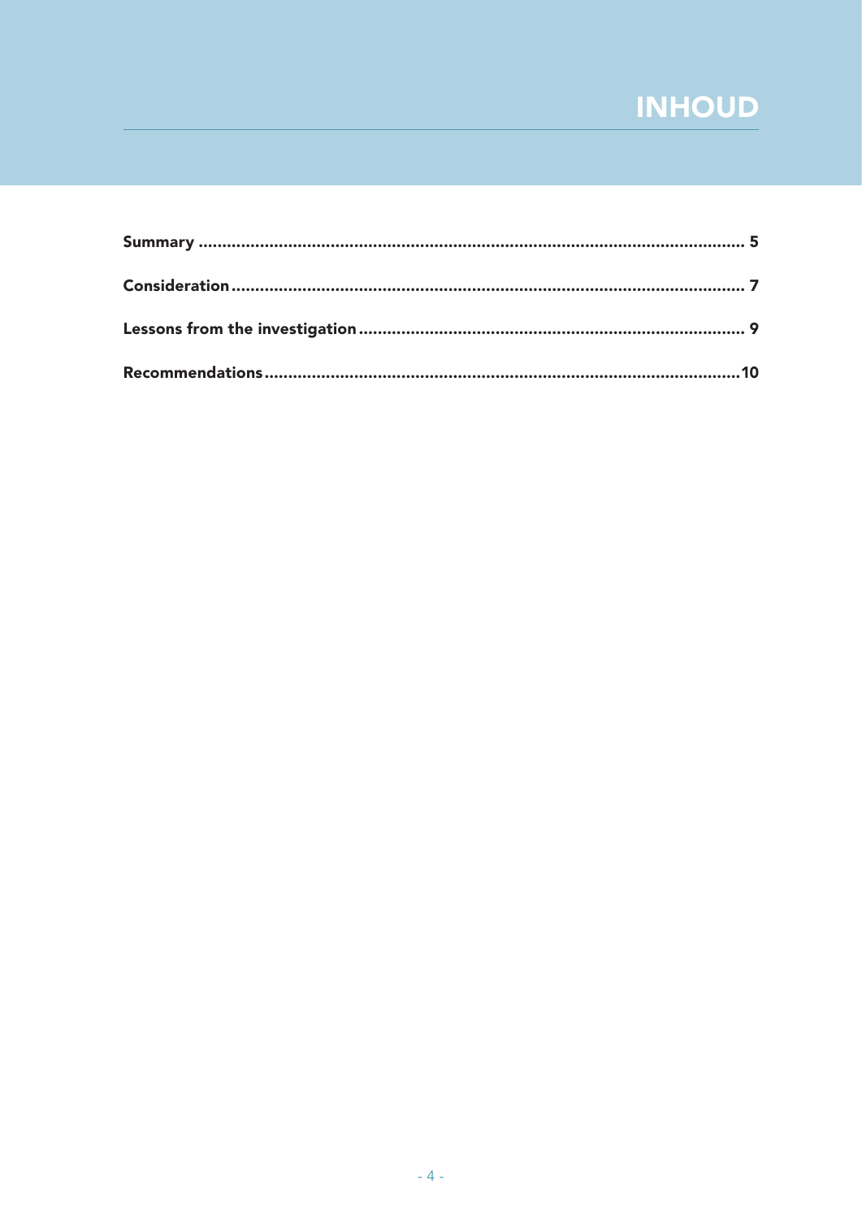# INHOUD

**Summary** ..... 5

**Consideration** ..... 7

**Lessons from the investigation** ..... 9

**Recommendations** ..... 10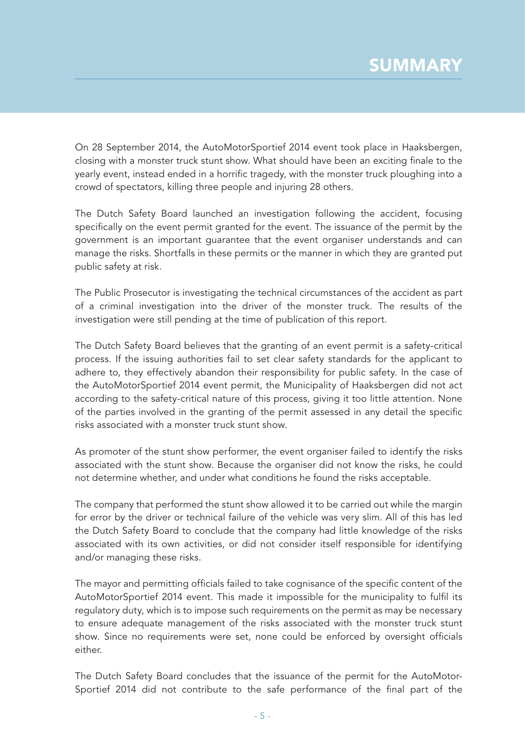# SUMMARY

On 28 September 2014, the AutoMotorSportief 2014 event took place in Haaksbergen, closing with a monster truck stunt show. What should have been an exciting finale to the yearly event, instead ended in a horrific tragedy, with the monster truck ploughing into a crowd of spectators, killing three people and injuring 28 others.

The Dutch Safety Board launched an investigation following the accident, focusing specifically on the event permit granted for the event. The issuance of the permit by the government is an important guarantee that the event organiser understands and can manage the risks. Shortfalls in these permits or the manner in which they are granted put public safety at risk.

The Public Prosecutor is investigating the technical circumstances of the accident as part of a criminal investigation into the driver of the monster truck. The results of the investigation were still pending at the time of publication of this report.

The Dutch Safety Board believes that the granting of an event permit is a safety-critical process. If the issuing authorities fail to set clear safety standards for the applicant to adhere to, they effectively abandon their responsibility for public safety. In the case of the AutoMotorSportief 2014 event permit, the Municipality of Haaksbergen did not act according to the safety-critical nature of this process, giving it too little attention. None of the parties involved in the granting of the permit assessed in any detail the specific risks associated with a monster truck stunt show.

As promoter of the stunt show performer, the event organiser failed to identify the risks associated with the stunt show. Because the organiser did not know the risks, he could not determine whether, and under what conditions he found the risks acceptable.

The company that performed the stunt show allowed it to be carried out while the margin for error by the driver or technical failure of the vehicle was very slim. All of this has led the Dutch Safety Board to conclude that the company had little knowledge of the risks associated with its own activities, or did not consider itself responsible for identifying and/or managing these risks.

The mayor and permitting officials failed to take cognisance of the specific content of the AutoMotorSportief 2014 event. This made it impossible for the municipality to fulfil its regulatory duty, which is to impose such requirements on the permit as may be necessary to ensure adequate management of the risks associated with the monster truck stunt show. Since no requirements were set, none could be enforced by oversight officials either.

The Dutch Safety Board concludes that the issuance of the permit for the AutoMotor-Sportief 2014 did not contribute to the safe performance of the final part of the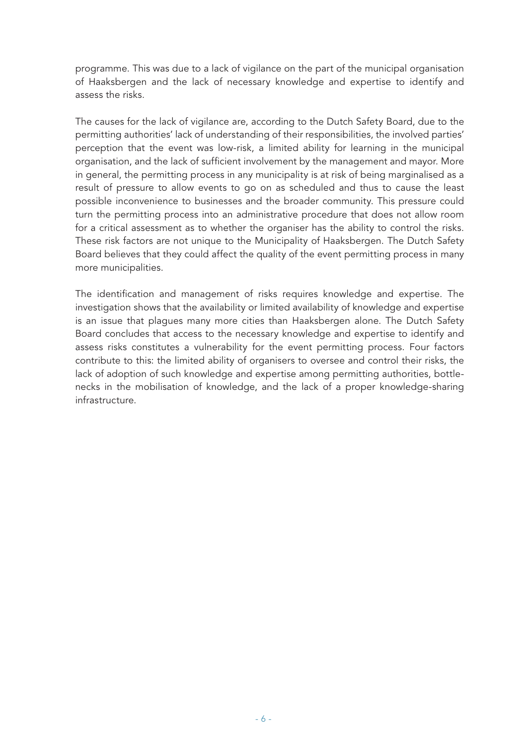programme. This was due to a lack of vigilance on the part of the municipal organisation of Haaksbergen and the lack of necessary knowledge and expertise to identify and assess the risks.

The causes for the lack of vigilance are, according to the Dutch Safety Board, due to the permitting authorities' lack of understanding of their responsibilities, the involved parties' perception that the event was low-risk, a limited ability for learning in the municipal organisation, and the lack of sufficient involvement by the management and mayor. More in general, the permitting process in any municipality is at risk of being marginalised as a result of pressure to allow events to go on as scheduled and thus to cause the least possible inconvenience to businesses and the broader community. This pressure could turn the permitting process into an administrative procedure that does not allow room for a critical assessment as to whether the organiser has the ability to control the risks. These risk factors are not unique to the Municipality of Haaksbergen. The Dutch Safety Board believes that they could affect the quality of the event permitting process in many more municipalities.

The identification and management of risks requires knowledge and expertise. The investigation shows that the availability or limited availability of knowledge and expertise is an issue that plagues many more cities than Haaksbergen alone. The Dutch Safety Board concludes that access to the necessary knowledge and expertise to identify and assess risks constitutes a vulnerability for the event permitting process. Four factors contribute to this: the limited ability of organisers to oversee and control their risks, the lack of adoption of such knowledge and expertise among permitting authorities, bottlenecks in the mobilisation of knowledge, and the lack of a proper knowledge-sharing infrastructure.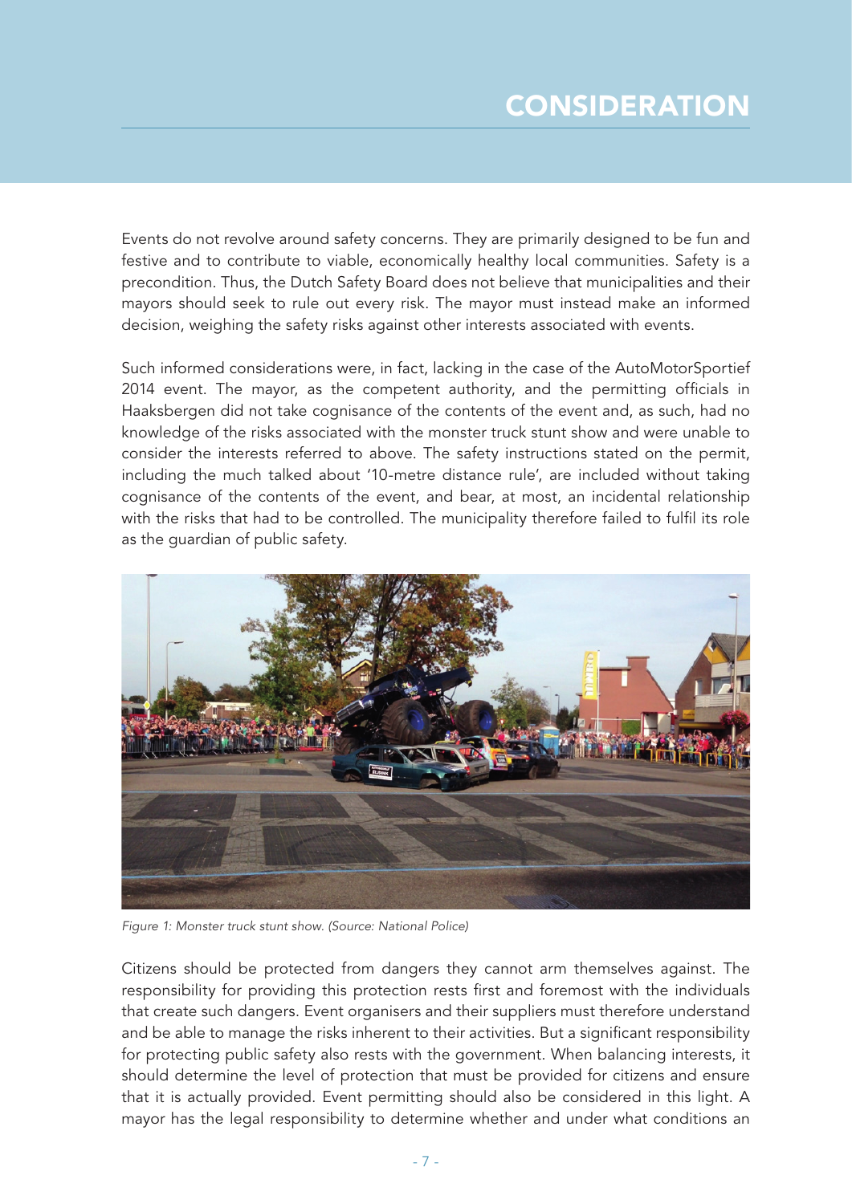# CONSIDERATION

Events do not revolve around safety concerns. They are primarily designed to be fun and festive and to contribute to viable, economically healthy local communities. Safety is a precondition. Thus, the Dutch Safety Board does not believe that municipalities and their mayors should seek to rule out every risk. The mayor must instead make an informed decision, weighing the safety risks against other interests associated with events.

Such informed considerations were, in fact, lacking in the case of the AutoMotorSportief 2014 event. The mayor, as the competent authority, and the permitting officials in Haaksbergen did not take cognisance of the contents of the event and, as such, had no knowledge of the risks associated with the monster truck stunt show and were unable to consider the interests referred to above. The safety instructions stated on the permit, including the much talked about '10-metre distance rule', are included without taking cognisance of the contents of the event, and bear, at most, an incidental relationship with the risks that had to be controlled. The municipality therefore failed to fulfil its role as the guardian of public safety.

*Figure 1: Monster truck stunt show. (Source: National Police)*

Citizens should be protected from dangers they cannot arm themselves against. The responsibility for providing this protection rests first and foremost with the individuals that create such dangers. Event organisers and their suppliers must therefore understand and be able to manage the risks inherent to their activities. But a significant responsibility for protecting public safety also rests with the government. When balancing interests, it should determine the level of protection that must be provided for citizens and ensure that it is actually provided. Event permitting should also be considered in this light. A mayor has the legal responsibility to determine whether and under what conditions an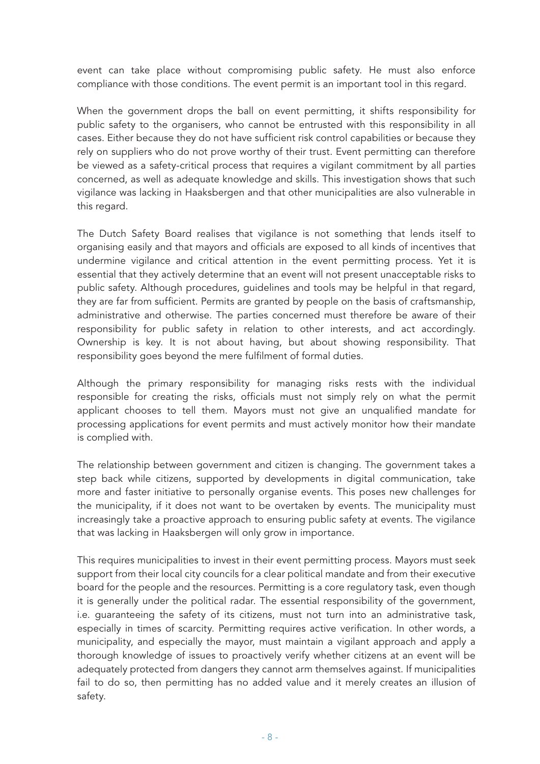event can take place without compromising public safety. He must also enforce compliance with those conditions. The event permit is an important tool in this regard.

When the government drops the ball on event permitting, it shifts responsibility for public safety to the organisers, who cannot be entrusted with this responsibility in all cases. Either because they do not have sufficient risk control capabilities or because they rely on suppliers who do not prove worthy of their trust. Event permitting can therefore be viewed as a safety-critical process that requires a vigilant commitment by all parties concerned, as well as adequate knowledge and skills. This investigation shows that such vigilance was lacking in Haaksbergen and that other municipalities are also vulnerable in this regard.

The Dutch Safety Board realises that vigilance is not something that lends itself to organising easily and that mayors and officials are exposed to all kinds of incentives that undermine vigilance and critical attention in the event permitting process. Yet it is essential that they actively determine that an event will not present unacceptable risks to public safety. Although procedures, guidelines and tools may be helpful in that regard, they are far from sufficient. Permits are granted by people on the basis of craftsmanship, administrative and otherwise. The parties concerned must therefore be aware of their responsibility for public safety in relation to other interests, and act accordingly. Ownership is key. It is not about having, but about showing responsibility. That responsibility goes beyond the mere fulfilment of formal duties.

Although the primary responsibility for managing risks rests with the individual responsible for creating the risks, officials must not simply rely on what the permit applicant chooses to tell them. Mayors must not give an unqualified mandate for processing applications for event permits and must actively monitor how their mandate is complied with.

The relationship between government and citizen is changing. The government takes a step back while citizens, supported by developments in digital communication, take more and faster initiative to personally organise events. This poses new challenges for the municipality, if it does not want to be overtaken by events. The municipality must increasingly take a proactive approach to ensuring public safety at events. The vigilance that was lacking in Haaksbergen will only grow in importance.

This requires municipalities to invest in their event permitting process. Mayors must seek support from their local city councils for a clear political mandate and from their executive board for the people and the resources. Permitting is a core regulatory task, even though it is generally under the political radar. The essential responsibility of the government, i.e. guaranteeing the safety of its citizens, must not turn into an administrative task, especially in times of scarcity. Permitting requires active verification. In other words, a municipality, and especially the mayor, must maintain a vigilant approach and apply a thorough knowledge of issues to proactively verify whether citizens at an event will be adequately protected from dangers they cannot arm themselves against. If municipalities fail to do so, then permitting has no added value and it merely creates an illusion of safety.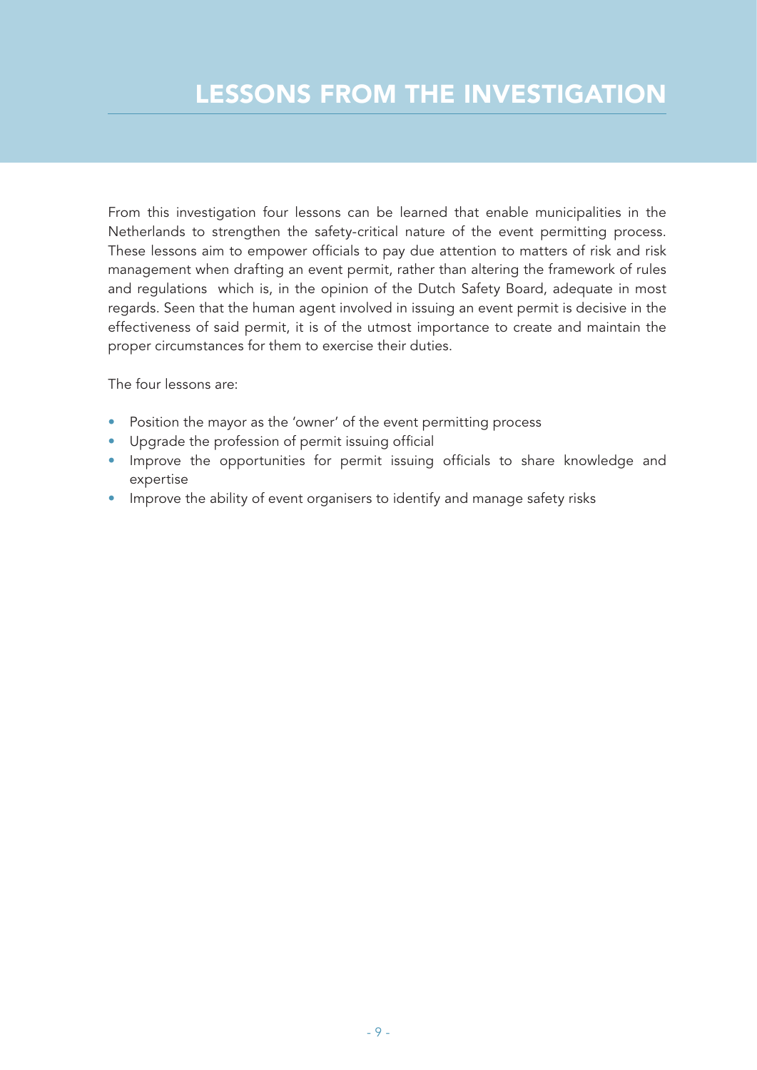# LESSONS FROM THE INVESTIGATION

From this investigation four lessons can be learned that enable municipalities in the Netherlands to strengthen the safety-critical nature of the event permitting process. These lessons aim to empower officials to pay due attention to matters of risk and risk management when drafting an event permit, rather than altering the framework of rules and regulations which is, in the opinion of the Dutch Safety Board, adequate in most regards. Seen that the human agent involved in issuing an event permit is decisive in the effectiveness of said permit, it is of the utmost importance to create and maintain the proper circumstances for them to exercise their duties.

The four lessons are:

- Position the mayor as the 'owner' of the event permitting process
- Upgrade the profession of permit issuing official
- Improve the opportunities for permit issuing officials to share knowledge and expertise
- Improve the ability of event organisers to identify and manage safety risks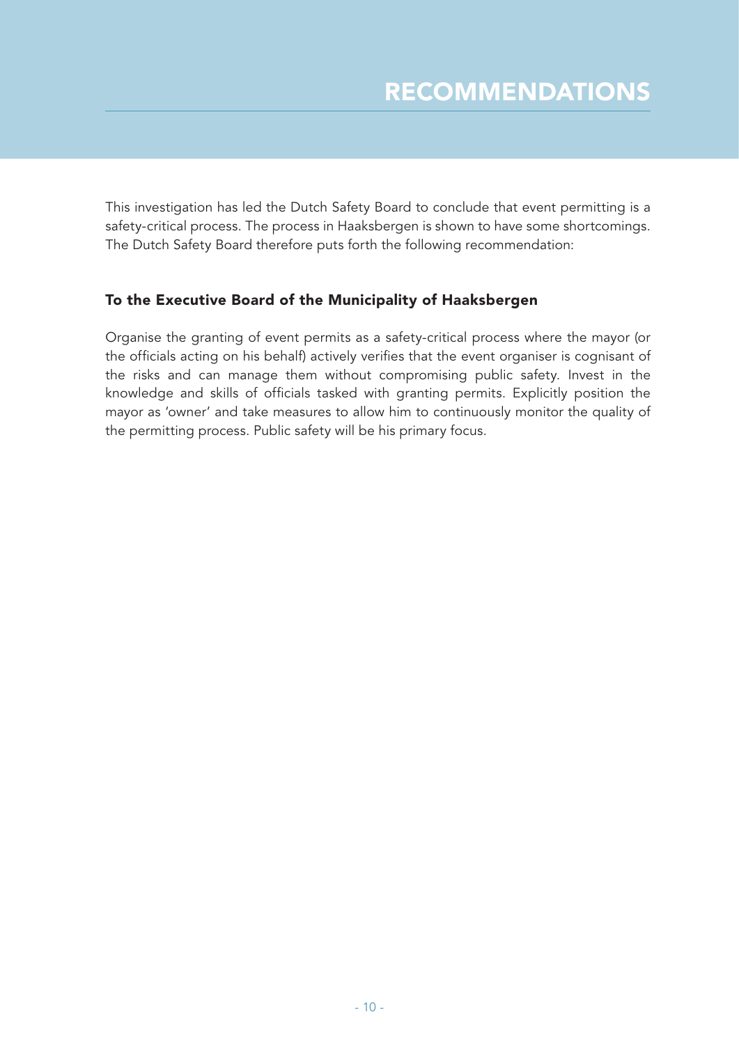# RECOMMENDATIONS

This investigation has led the Dutch Safety Board to conclude that event permitting is a safety-critical process. The process in Haaksbergen is shown to have some shortcomings. The Dutch Safety Board therefore puts forth the following recommendation:

### To the Executive Board of the Municipality of Haaksbergen

Organise the granting of event permits as a safety-critical process where the mayor (or the officials acting on his behalf) actively verifies that the event organiser is cognisant of the risks and can manage them without compromising public safety. Invest in the knowledge and skills of officials tasked with granting permits. Explicitly position the mayor as 'owner' and take measures to allow him to continuously monitor the quality of the permitting process. Public safety will be his primary focus.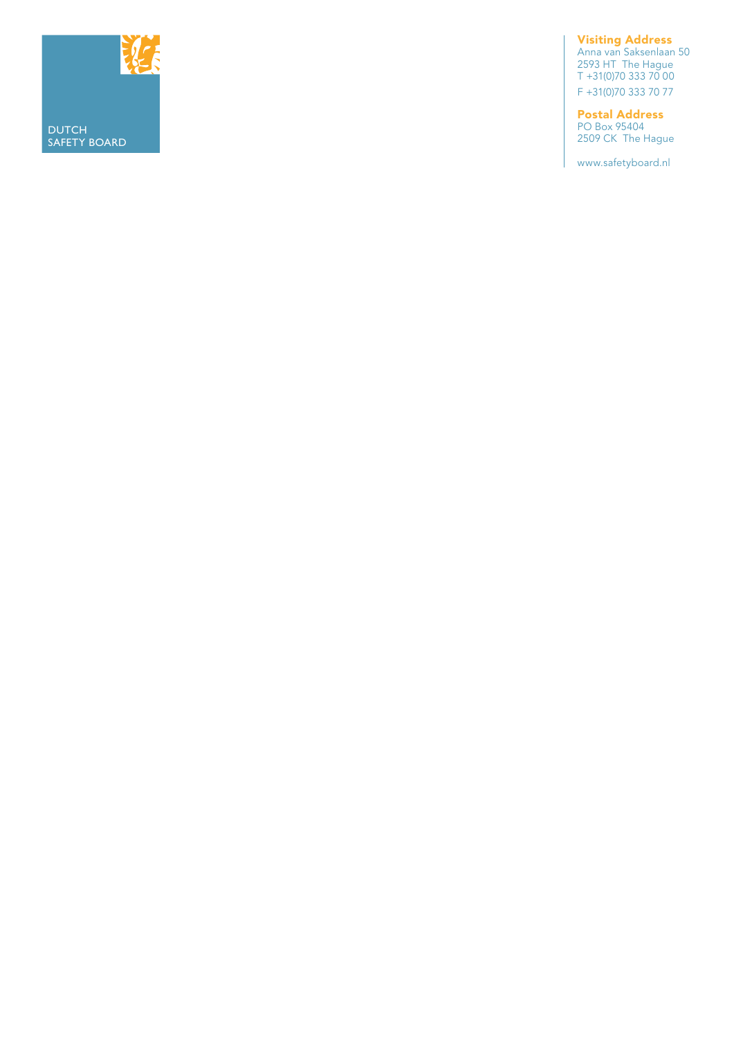DUTCH
SAFETY BOARD

**Visiting Address**
Anna van Saksenlaan 50
2593 HT The Hague
T +31(0)70 333 70 00
F +31(0)70 333 70 77

**Postal Address**
PO Box 95404
2509 CK The Hague

www.safetyboard.nl